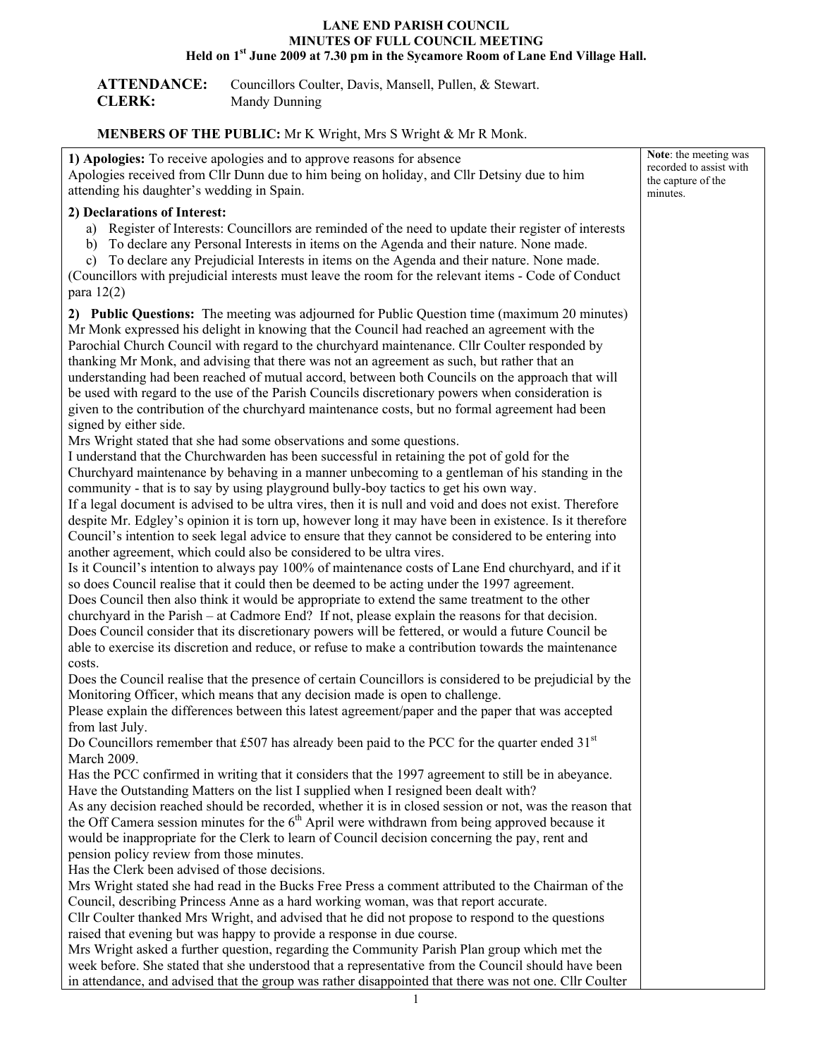**LANE END PARISH COUNCIL**
**MINUTES OF FULL COUNCIL MEETING**
**Held on 1st June 2009 at 7.30 pm in the Sycamore Room of Lane End Village Hall.**

**ATTENDANCE:** Councillors Coulter, Davis, Mansell, Pullen, & Stewart.
**CLERK:** Mandy Dunning

**MENBERS OF THE PUBLIC:** Mr K Wright, Mrs S Wright & Mr R Monk.

**Note**: the meeting was recorded to assist with the capture of the minutes.

**1) Apologies:** To receive apologies and to approve reasons for absence
Apologies received from Cllr Dunn due to him being on holiday, and Cllr Detsiny due to him attending his daughter's wedding in Spain.

**2) Declarations of Interest:**

a) Register of Interests: Councillors are reminded of the need to update their register of interests
b) To declare any Personal Interests in items on the Agenda and their nature. None made.
c) To declare any Prejudicial Interests in items on the Agenda and their nature. None made.

(Councillors with prejudicial interests must leave the room for the relevant items - Code of Conduct para 12(2)

**2) Public Questions:** The meeting was adjourned for Public Question time (maximum 20 minutes)
Mr Monk expressed his delight in knowing that the Council had reached an agreement with the Parochial Church Council with regard to the churchyard maintenance. Cllr Coulter responded by thanking Mr Monk, and advising that there was not an agreement as such, but rather that an understanding had been reached of mutual accord, between both Councils on the approach that will be used with regard to the use of the Parish Councils discretionary powers when consideration is given to the contribution of the churchyard maintenance costs, but no formal agreement had been signed by either side.
Mrs Wright stated that she had some observations and some questions.
I understand that the Churchwarden has been successful in retaining the pot of gold for the Churchyard maintenance by behaving in a manner unbecoming to a gentleman of his standing in the community - that is to say by using playground bully-boy tactics to get his own way.
If a legal document is advised to be ultra vires, then it is null and void and does not exist. Therefore despite Mr. Edgley's opinion it is torn up, however long it may have been in existence. Is it therefore Council's intention to seek legal advice to ensure that they cannot be considered to be entering into another agreement, which could also be considered to be ultra vires.
Is it Council's intention to always pay 100% of maintenance costs of Lane End churchyard, and if it so does Council realise that it could then be deemed to be acting under the 1997 agreement.
Does Council then also think it would be appropriate to extend the same treatment to the other churchyard in the Parish – at Cadmore End? If not, please explain the reasons for that decision.
Does Council consider that its discretionary powers would be fettered, or would a future Council be able to exercise its discretion and reduce, or refuse to make a contribution towards the maintenance costs.
Does the Council realise that the presence of certain Councillors is considered to be prejudicial by the Monitoring Officer, which means that any decision made is open to challenge.
Please explain the differences between this latest agreement/paper and the paper that was accepted from last July.
Do Councillors remember that £507 has already been paid to the PCC for the quarter ended 31st March 2009.
Has the PCC confirmed in writing that it considers that the 1997 agreement to still be in abeyance.
Have the Outstanding Matters on the list I supplied when I resigned been dealt with?
As any decision reached should be recorded, whether it is in closed session or not, was the reason that the Off Camera session minutes for the 6th April were withdrawn from being approved because it would be inappropriate for the Clerk to learn of Council decision concerning the pay, rent and pension policy review from those minutes.
Has the Clerk been advised of those decisions.
Mrs Wright stated she had read in the Bucks Free Press a comment attributed to the Chairman of the Council, describing Princess Anne as a hard working woman, was that report accurate.
Cllr Coulter thanked Mrs Wright, and advised that he did not propose to respond to the questions raised that evening but was happy to provide a response in due course.
Mrs Wright asked a further question, regarding the Community Parish Plan group which met the week before. She stated that she understood that a representative from the Council should have been in attendance, and advised that the group was rather disappointed that there was not one. Cllr Coulter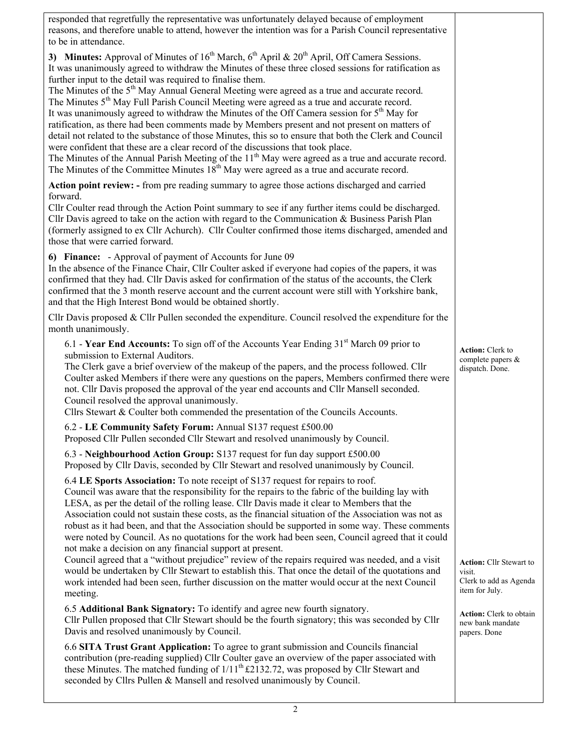responded that regretfully the representative was unfortunately delayed because of employment reasons, and therefore unable to attend, however the intention was for a Parish Council representative to be in attendance.

**3) Minutes:** Approval of Minutes of 16th March, 6th April & 20th April, Off Camera Sessions.
It was unanimously agreed to withdraw the Minutes of these three closed sessions for ratification as further input to the detail was required to finalise them.
The Minutes of the 5th May Annual General Meeting were agreed as a true and accurate record.
The Minutes 5th May Full Parish Council Meeting were agreed as a true and accurate record.
It was unanimously agreed to withdraw the Minutes of the Off Camera session for 5th May for ratification, as there had been comments made by Members present and not present on matters of detail not related to the substance of those Minutes, this so to ensure that both the Clerk and Council were confident that these are a clear record of the discussions that took place.
The Minutes of the Annual Parish Meeting of the 11th May were agreed as a true and accurate record.
The Minutes of the Committee Minutes 18th May were agreed as a true and accurate record.

**Action point review: -** from pre reading summary to agree those actions discharged and carried forward.
Cllr Coulter read through the Action Point summary to see if any further items could be discharged. Cllr Davis agreed to take on the action with regard to the Communication & Business Parish Plan (formerly assigned to ex Cllr Achurch). Cllr Coulter confirmed those items discharged, amended and those that were carried forward.

**6) Finance:** - Approval of payment of Accounts for June 09
In the absence of the Finance Chair, Cllr Coulter asked if everyone had copies of the papers, it was confirmed that they had. Cllr Davis asked for confirmation of the status of the accounts, the Clerk confirmed that the 3 month reserve account and the current account were still with Yorkshire bank, and that the High Interest Bond would be obtained shortly.

Cllr Davis proposed & Cllr Pullen seconded the expenditure. Council resolved the expenditure for the month unanimously.

6.1 - **Year End Accounts:** To sign off of the Accounts Year Ending 31st March 09 prior to submission to External Auditors.
The Clerk gave a brief overview of the makeup of the papers, and the process followed. Cllr Coulter asked Members if there were any questions on the papers, Members confirmed there were not. Cllr Davis proposed the approval of the year end accounts and Cllr Mansell seconded. Council resolved the approval unanimously.
Cllrs Stewart & Coulter both commended the presentation of the Councils Accounts.

**Action:** Clerk to complete papers & dispatch. Done.

6.2 - **LE Community Safety Forum:** Annual S137 request £500.00
Proposed Cllr Pullen seconded Cllr Stewart and resolved unanimously by Council.

6.3 - **Neighbourhood Action Group:** S137 request for fun day support £500.00
Proposed by Cllr Davis, seconded by Cllr Stewart and resolved unanimously by Council.

6.4 **LE Sports Association:** To note receipt of S137 request for repairs to roof.
Council was aware that the responsibility for the repairs to the fabric of the building lay with LESA, as per the detail of the rolling lease. Cllr Davis made it clear to Members that the Association could not sustain these costs, as the financial situation of the Association was not as robust as it had been, and that the Association should be supported in some way. These comments were noted by Council. As no quotations for the work had been seen, Council agreed that it could not make a decision on any financial support at present.
Council agreed that a "without prejudice" review of the repairs required was needed, and a visit would be undertaken by Cllr Stewart to establish this. That once the detail of the quotations and work intended had been seen, further discussion on the matter would occur at the next Council meeting.

**Action:** Cllr Stewart to visit.
Clerk to add as Agenda item for July.

6.5 **Additional Bank Signatory:** To identify and agree new fourth signatory.
Cllr Pullen proposed that Cllr Stewart should be the fourth signatory; this was seconded by Cllr Davis and resolved unanimously by Council.

**Action:** Clerk to obtain new bank mandate papers. Done

6.6 **SITA Trust Grant Application:** To agree to grant submission and Councils financial contribution (pre-reading supplied) Cllr Coulter gave an overview of the paper associated with these Minutes. The matched funding of 1/11th £2132.72, was proposed by Cllr Stewart and seconded by Cllrs Pullen & Mansell and resolved unanimously by Council.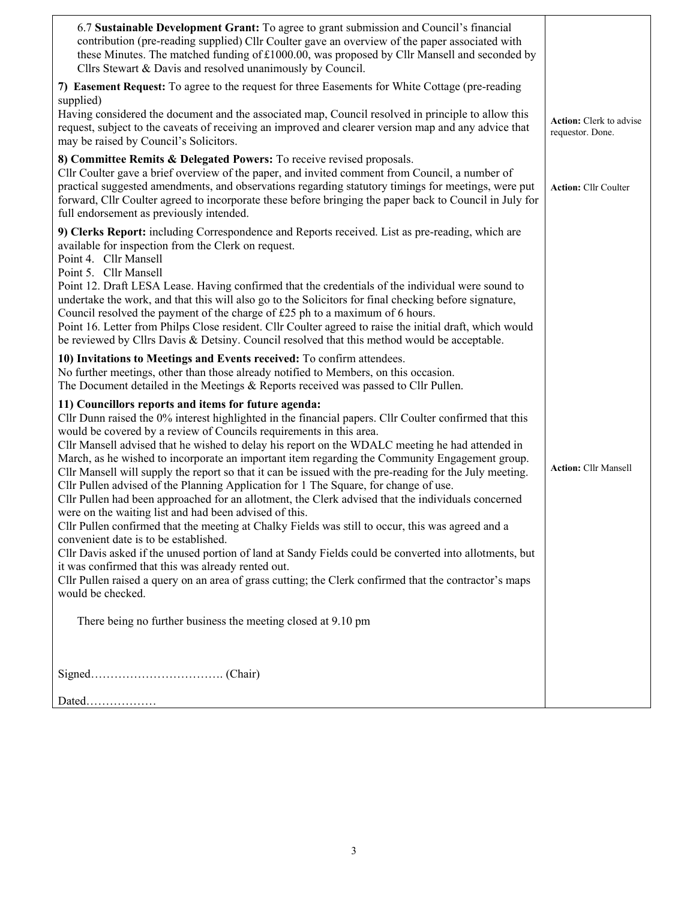| | |
|---|---|
| 6.7 **Sustainable Development Grant:** To agree to grant submission and Council's financial contribution (pre-reading supplied) Cllr Coulter gave an overview of the paper associated with these Minutes. The matched funding of £1000.00, was proposed by Cllr Mansell and seconded by Cllrs Stewart & Davis and resolved unanimously by Council. | |
| **7) Easement Request:** To agree to the request for three Easements for White Cottage (pre-reading supplied)<br>Having considered the document and the associated map, Council resolved in principle to allow this request, subject to the caveats of receiving an improved and clearer version map and any advice that may be raised by Council's Solicitors. | **Action:** Clerk to advise requestor. Done. |
| **8) Committee Remits & Delegated Powers:** To receive revised proposals.<br>Cllr Coulter gave a brief overview of the paper, and invited comment from Council, a number of practical suggested amendments, and observations regarding statutory timings for meetings, were put forward, Cllr Coulter agreed to incorporate these before bringing the paper back to Council in July for full endorsement as previously intended. | **Action:** Cllr Coulter |
| **9) Clerks Report:** including Correspondence and Reports received. List as pre-reading, which are available for inspection from the Clerk on request.<br>Point 4. Cllr Mansell<br>Point 5. Cllr Mansell<br>Point 12. Draft LESA Lease. Having confirmed that the credentials of the individual were sound to undertake the work, and that this will also go to the Solicitors for final checking before signature, Council resolved the payment of the charge of £25 ph to a maximum of 6 hours.<br>Point 16. Letter from Philps Close resident. Cllr Coulter agreed to raise the initial draft, which would be reviewed by Cllrs Davis & Detsiny. Council resolved that this method would be acceptable. | |
| **10) Invitations to Meetings and Events received:** To confirm attendees.<br>No further meetings, other than those already notified to Members, on this occasion.<br>The Document detailed in the Meetings & Reports received was passed to Cllr Pullen. | |
| **11) Councillors reports and items for future agenda:**<br>Cllr Dunn raised the 0% interest highlighted in the financial papers. Cllr Coulter confirmed that this would be covered by a review of Councils requirements in this area.<br>Cllr Mansell advised that he wished to delay his report on the WDALC meeting he had attended in March, as he wished to incorporate an important item regarding the Community Engagement group. Cllr Mansell will supply the report so that it can be issued with the pre-reading for the July meeting.<br>Cllr Pullen advised of the Planning Application for 1 The Square, for change of use.<br>Cllr Pullen had been approached for an allotment, the Clerk advised that the individuals concerned were on the waiting list and had been advised of this.<br>Cllr Pullen confirmed that the meeting at Chalky Fields was still to occur, this was agreed and a convenient date is to be established.<br>Cllr Davis asked if the unused portion of land at Sandy Fields could be converted into allotments, but it was confirmed that this was already rented out.<br>Cllr Pullen raised a query on an area of grass cutting; the Clerk confirmed that the contractor's maps would be checked.<br><br>There being no further business the meeting closed at 9.10 pm<br><br>Signed……………………………. (Chair)<br><br>Dated……………… | **Action:** Cllr Mansell |